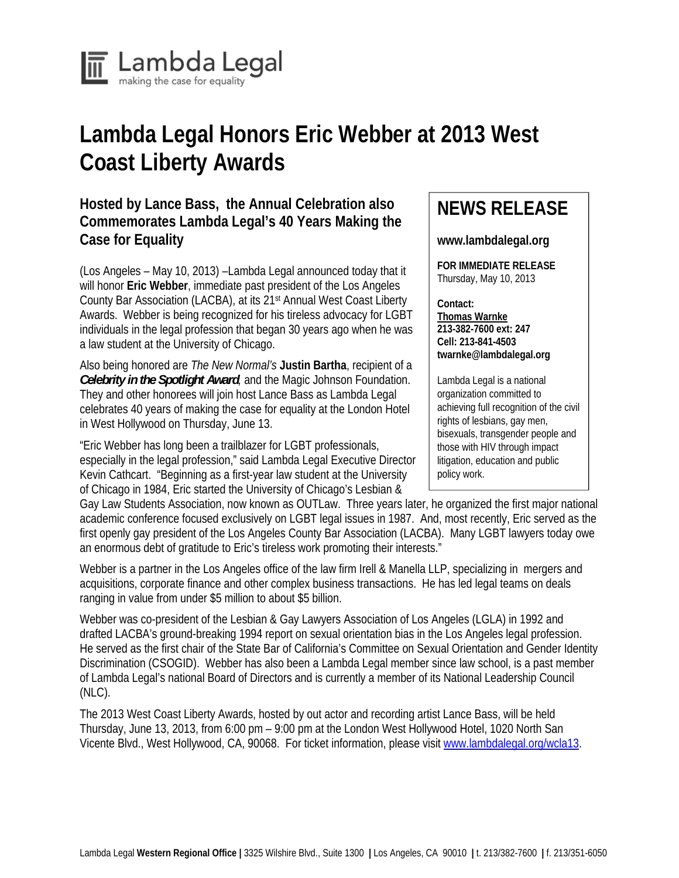Lambda Legal
making the case for equality

# Lambda Legal Honors Eric Webber at 2013 West Coast Liberty Awards

## Hosted by Lance Bass, the Annual Celebration also Commemorates Lambda Legal's 40 Years Making the Case for Equality

**NEWS RELEASE**

**www.lambdalegal.org**

**FOR IMMEDIATE RELEASE**
Thursday, May 10, 2013

**Contact:**
**Thomas Warnke**
**213-382-7600 ext: 247**
**Cell: 213-841-4503**
**twarnke@lambdalegal.org**

Lambda Legal is a national organization committed to achieving full recognition of the civil rights of lesbians, gay men, bisexuals, transgender people and those with HIV through impact litigation, education and public policy work.

(Los Angeles – May 10, 2013) –Lambda Legal announced today that it will honor **Eric Webber**, immediate past president of the Los Angeles County Bar Association (LACBA), at its 21st Annual West Coast Liberty Awards. Webber is being recognized for his tireless advocacy for LGBT individuals in the legal profession that began 30 years ago when he was a law student at the University of Chicago.

Also being honored are *The New Normal's* **Justin Bartha**, recipient of a ***Celebrity in the Spotlight Award***, and the Magic Johnson Foundation. They and other honorees will join host Lance Bass as Lambda Legal celebrates 40 years of making the case for equality at the London Hotel in West Hollywood on Thursday, June 13.

"Eric Webber has long been a trailblazer for LGBT professionals, especially in the legal profession," said Lambda Legal Executive Director Kevin Cathcart. "Beginning as a first-year law student at the University of Chicago in 1984, Eric started the University of Chicago's Lesbian & Gay Law Students Association, now known as OUTLaw. Three years later, he organized the first major national academic conference focused exclusively on LGBT legal issues in 1987. And, most recently, Eric served as the first openly gay president of the Los Angeles County Bar Association (LACBA). Many LGBT lawyers today owe an enormous debt of gratitude to Eric's tireless work promoting their interests."

Webber is a partner in the Los Angeles office of the law firm Irell & Manella LLP, specializing in mergers and acquisitions, corporate finance and other complex business transactions. He has led legal teams on deals ranging in value from under $5 million to about $5 billion.

Webber was co-president of the Lesbian & Gay Lawyers Association of Los Angeles (LGLA) in 1992 and drafted LACBA's ground-breaking 1994 report on sexual orientation bias in the Los Angeles legal profession. He served as the first chair of the State Bar of California's Committee on Sexual Orientation and Gender Identity Discrimination (CSOGID). Webber has also been a Lambda Legal member since law school, is a past member of Lambda Legal's national Board of Directors and is currently a member of its National Leadership Council (NLC).

The 2013 West Coast Liberty Awards, hosted by out actor and recording artist Lance Bass, will be held Thursday, June 13, 2013, from 6:00 pm – 9:00 pm at the London West Hollywood Hotel, 1020 North San Vicente Blvd., West Hollywood, CA, 90068. For ticket information, please visit www.lambdalegal.org/wcla13.

Lambda Legal **Western Regional Office** | 3325 Wilshire Blvd., Suite 1300 | Los Angeles, CA 90010 | t. 213/382-7600 | f. 213/351-6050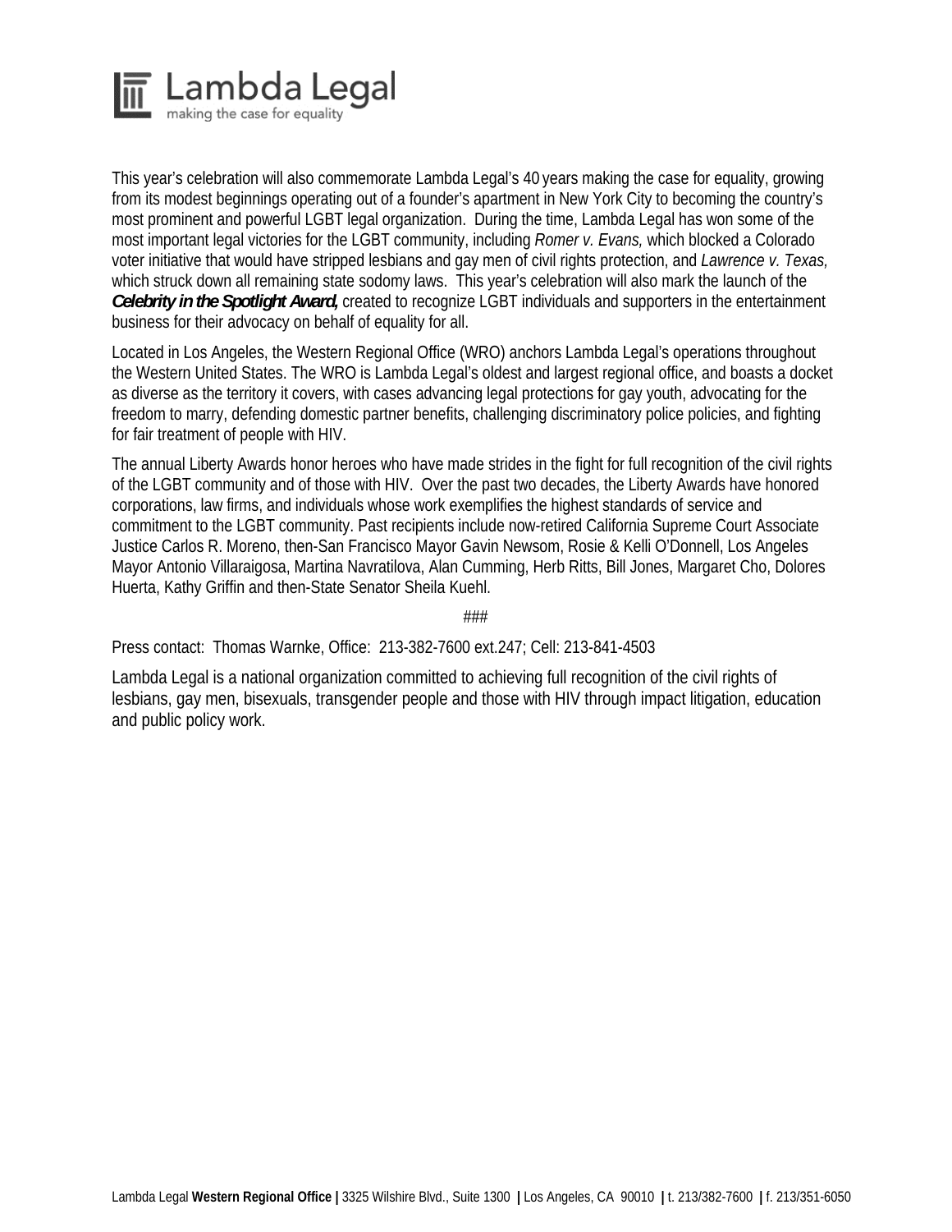Lambda Legal
making the case for equality

This year's celebration will also commemorate Lambda Legal's 40 years making the case for equality, growing from its modest beginnings operating out of a founder's apartment in New York City to becoming the country's most prominent and powerful LGBT legal organization. During the time, Lambda Legal has won some of the most important legal victories for the LGBT community, including *Romer v. Evans,* which blocked a Colorado voter initiative that would have stripped lesbians and gay men of civil rights protection, and *Lawrence v. Texas,* which struck down all remaining state sodomy laws. This year's celebration will also mark the launch of the ***Celebrity in the Spotlight Award,*** created to recognize LGBT individuals and supporters in the entertainment business for their advocacy on behalf of equality for all.

Located in Los Angeles, the Western Regional Office (WRO) anchors Lambda Legal's operations throughout the Western United States. The WRO is Lambda Legal's oldest and largest regional office, and boasts a docket as diverse as the territory it covers, with cases advancing legal protections for gay youth, advocating for the freedom to marry, defending domestic partner benefits, challenging discriminatory police policies, and fighting for fair treatment of people with HIV.

The annual Liberty Awards honor heroes who have made strides in the fight for full recognition of the civil rights of the LGBT community and of those with HIV. Over the past two decades, the Liberty Awards have honored corporations, law firms, and individuals whose work exemplifies the highest standards of service and commitment to the LGBT community. Past recipients include now-retired California Supreme Court Associate Justice Carlos R. Moreno, then-San Francisco Mayor Gavin Newsom, Rosie & Kelli O'Donnell, Los Angeles Mayor Antonio Villaraigosa, Martina Navratilova, Alan Cumming, Herb Ritts, Bill Jones, Margaret Cho, Dolores Huerta, Kathy Griffin and then-State Senator Sheila Kuehl.

###

Press contact: Thomas Warnke, Office: 213-382-7600 ext.247; Cell: 213-841-4503

Lambda Legal is a national organization committed to achieving full recognition of the civil rights of lesbians, gay men, bisexuals, transgender people and those with HIV through impact litigation, education and public policy work.

Lambda Legal **Western Regional Office |** 3325 Wilshire Blvd., Suite 1300 **|** Los Angeles, CA 90010 **|** t. 213/382-7600 **|** f. 213/351-6050